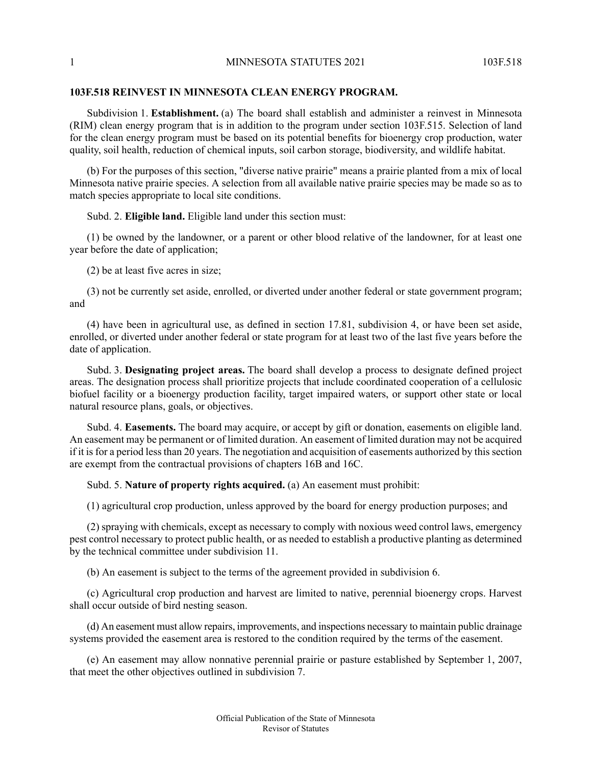## 103F.518 REINVEST IN MINNESOTA CLEAN ENERGY PROGRAM.

Subdivision 1. **Establishment.** (a) The board shall establish and administer a reinvest in Minnesota (RIM) clean energy program that is in addition to the program under section 103F.515. Selection of land for the clean energy program must be based on its potential benefits for bioenergy crop production, water quality, soil health, reduction of chemical inputs, soil carbon storage, biodiversity, and wildlife habitat.

(b) For the purposes of this section, "diverse native prairie" means a prairie planted from a mix of local Minnesota native prairie species. A selection from all available native prairie species may be made so as to match species appropriate to local site conditions.

Subd. 2. **Eligible land.** Eligible land under this section must:

(1) be owned by the landowner, or a parent or other blood relative of the landowner, for at least one year before the date of application;

(2) be at least five acres in size;

(3) not be currently set aside, enrolled, or diverted under another federal or state government program; and

(4) have been in agricultural use, as defined in section 17.81, subdivision 4, or have been set aside, enrolled, or diverted under another federal or state program for at least two of the last five years before the date of application.

Subd. 3. **Designating project areas.** The board shall develop a process to designate defined project areas. The designation process shall prioritize projects that include coordinated cooperation of a cellulosic biofuel facility or a bioenergy production facility, target impaired waters, or support other state or local natural resource plans, goals, or objectives.

Subd. 4. **Easements.** The board may acquire, or accept by gift or donation, easements on eligible land. An easement may be permanent or of limited duration. An easement of limited duration may not be acquired if it is for a period less than 20 years. The negotiation and acquisition of easements authorized by this section are exempt from the contractual provisions of chapters 16B and 16C.

Subd. 5. **Nature of property rights acquired.** (a) An easement must prohibit:

(1) agricultural crop production, unless approved by the board for energy production purposes; and

(2) spraying with chemicals, except as necessary to comply with noxious weed control laws, emergency pest control necessary to protect public health, or as needed to establish a productive planting as determined by the technical committee under subdivision 11.

(b) An easement is subject to the terms of the agreement provided in subdivision 6.

(c) Agricultural crop production and harvest are limited to native, perennial bioenergy crops. Harvest shall occur outside of bird nesting season.

(d) An easement must allow repairs, improvements, and inspections necessary to maintain public drainage systems provided the easement area is restored to the condition required by the terms of the easement.

(e) An easement may allow nonnative perennial prairie or pasture established by September 1, 2007, that meet the other objectives outlined in subdivision 7.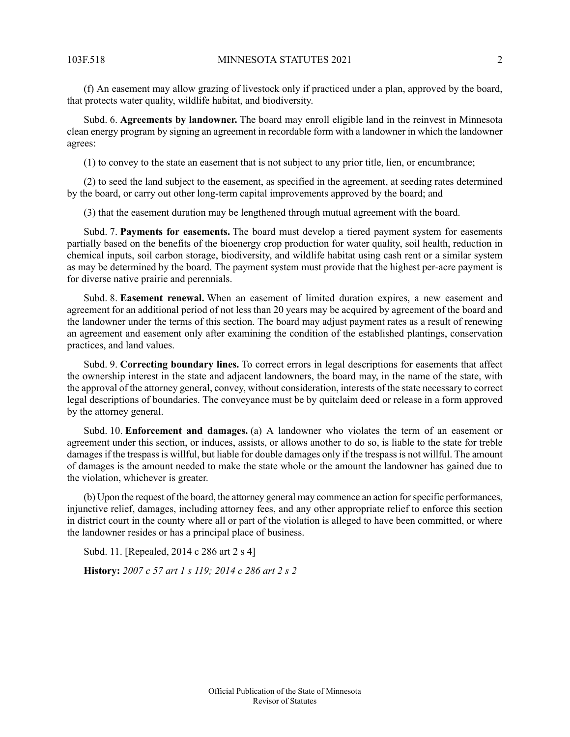(f) An easement may allow grazing of livestock only if practiced under a plan, approved by the board, that protects water quality, wildlife habitat, and biodiversity.

Subd. 6. **Agreements by landowner.** The board may enroll eligible land in the reinvest in Minnesota clean energy program by signing an agreement in recordable form with a landowner in which the landowner agrees:

(1) to convey to the state an easement that is not subject to any prior title, lien, or encumbrance;

(2) to seed the land subject to the easement, as specified in the agreement, at seeding rates determined by the board, or carry out other long-term capital improvements approved by the board; and

(3) that the easement duration may be lengthened through mutual agreement with the board.

Subd. 7. **Payments for easements.** The board must develop a tiered payment system for easements partially based on the benefits of the bioenergy crop production for water quality, soil health, reduction in chemical inputs, soil carbon storage, biodiversity, and wildlife habitat using cash rent or a similar system as may be determined by the board. The payment system must provide that the highest per-acre payment is for diverse native prairie and perennials.

Subd. 8. **Easement renewal.** When an easement of limited duration expires, a new easement and agreement for an additional period of not less than 20 years may be acquired by agreement of the board and the landowner under the terms of this section. The board may adjust payment rates as a result of renewing an agreement and easement only after examining the condition of the established plantings, conservation practices, and land values.

Subd. 9. **Correcting boundary lines.** To correct errors in legal descriptions for easements that affect the ownership interest in the state and adjacent landowners, the board may, in the name of the state, with the approval of the attorney general, convey, without consideration, interests of the state necessary to correct legal descriptions of boundaries. The conveyance must be by quitclaim deed or release in a form approved by the attorney general.

Subd. 10. **Enforcement and damages.** (a) A landowner who violates the term of an easement or agreement under this section, or induces, assists, or allows another to do so, is liable to the state for treble damages if the trespass is willful, but liable for double damages only if the trespass is not willful. The amount of damages is the amount needed to make the state whole or the amount the landowner has gained due to the violation, whichever is greater.

(b) Upon the request of the board, the attorney general may commence an action for specific performances, injunctive relief, damages, including attorney fees, and any other appropriate relief to enforce this section in district court in the county where all or part of the violation is alleged to have been committed, or where the landowner resides or has a principal place of business.

Subd. 11. [Repealed, 2014 c 286 art 2 s 4]

**History:** *2007 c 57 art 1 s 119; 2014 c 286 art 2 s 2*